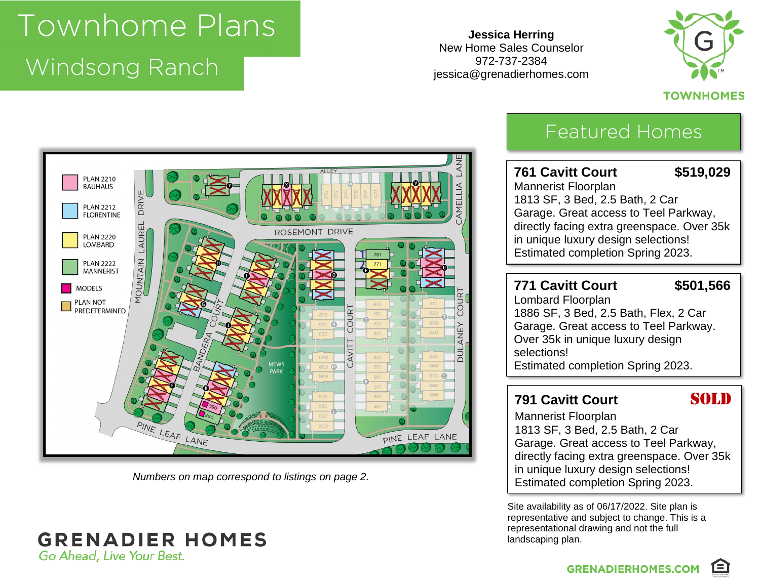# Townhome Plans
## Windsong Ranch

**Jessica Herring**
New Home Sales Counselor
972-737-2384
jessica@grenadierhomes.com

TOWNHOMES

PLAN 2210 BAUHAUS
PLAN 2212 FLORENTINE
PLAN 2220 LOMBARD
PLAN 2222 MANNERIST
MODELS
PLAN NOT PREDETERMINED

*Numbers on map correspond to listings on page 2.*

## Featured Homes

**761 Cavitt Court** **$519,029**
Mannerist Floorplan
1813 SF, 3 Bed, 2.5 Bath, 2 Car Garage. Great access to Teel Parkway, directly facing extra greenspace. Over 35k in unique luxury design selections!
Estimated completion Spring 2023.

**771 Cavitt Court** **$501,566**
Lombard Floorplan
1886 SF, 3 Bed, 2.5 Bath, Flex, 2 Car Garage. Great access to Teel Parkway. Over 35k in unique luxury design selections!
Estimated completion Spring 2023.

**791 Cavitt Court** **SOLD**
Mannerist Floorplan
1813 SF, 3 Bed, 2.5 Bath, 2 Car Garage. Great access to Teel Parkway, directly facing extra greenspace. Over 35k in unique luxury design selections!
Estimated completion Spring 2023.

Site availability as of 06/17/2022. Site plan is representative and subject to change. This is a representational drawing and not the full landscaping plan.

**GRENADIER HOMES**
*Go Ahead, Live Your Best.*

GRENADIERHOMES.COM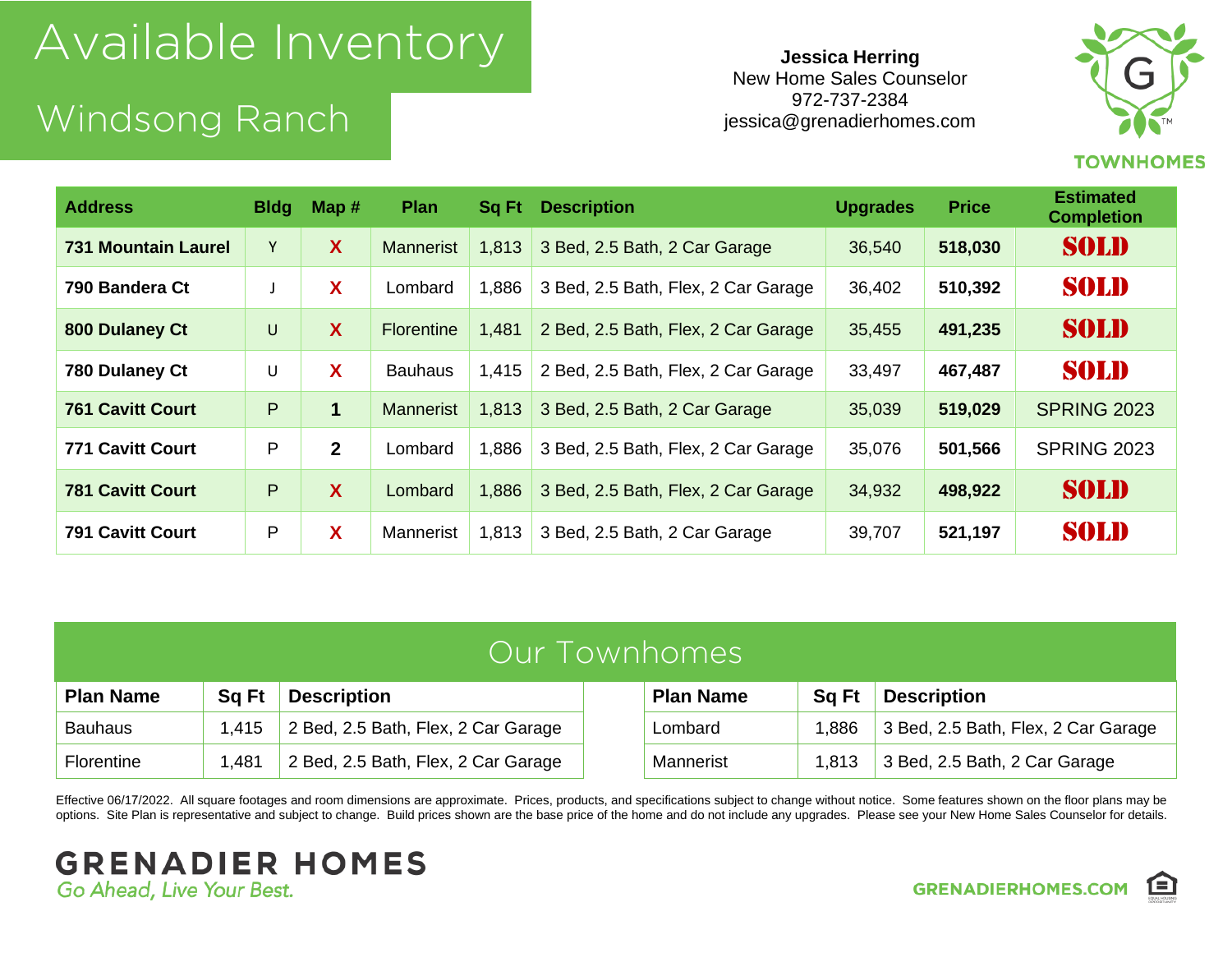# Available Inventory

## Windsong Ranch

**Jessica Herring**
New Home Sales Counselor
972-737-2384
jessica@grenadierhomes.com

TOWNHOMES

| Address | Bldg | Map # | Plan | Sq Ft | Description | Upgrades | Price | Estimated Completion |
|---|---|---|---|---|---|---|---|---|
| **731 Mountain Laurel** | Y | X | Mannerist | 1,813 | 3 Bed, 2.5 Bath, 2 Car Garage | 36,540 | **518,030** | SOLD |
| **790 Bandera Ct** | J | X | Lombard | 1,886 | 3 Bed, 2.5 Bath, Flex, 2 Car Garage | 36,402 | **510,392** | SOLD |
| **800 Dulaney Ct** | U | X | Florentine | 1,481 | 2 Bed, 2.5 Bath, Flex, 2 Car Garage | 35,455 | **491,235** | SOLD |
| **780 Dulaney Ct** | U | X | Bauhaus | 1,415 | 2 Bed, 2.5 Bath, Flex, 2 Car Garage | 33,497 | **467,487** | SOLD |
| **761 Cavitt Court** | P | 1 | Mannerist | 1,813 | 3 Bed, 2.5 Bath, 2 Car Garage | 35,039 | **519,029** | SPRING 2023 |
| **771 Cavitt Court** | P | 2 | Lombard | 1,886 | 3 Bed, 2.5 Bath, Flex, 2 Car Garage | 35,076 | **501,566** | SPRING 2023 |
| **781 Cavitt Court** | P | X | Lombard | 1,886 | 3 Bed, 2.5 Bath, Flex, 2 Car Garage | 34,932 | **498,922** | SOLD |
| **791 Cavitt Court** | P | X | Mannerist | 1,813 | 3 Bed, 2.5 Bath, 2 Car Garage | 39,707 | **521,197** | SOLD |

## Our Townhomes

| Plan Name | Sq Ft | Description |
|---|---|---|
| Bauhaus | 1,415 | 2 Bed, 2.5 Bath, Flex, 2 Car Garage |
| Florentine | 1,481 | 2 Bed, 2.5 Bath, Flex, 2 Car Garage |
| Lombard | 1,886 | 3 Bed, 2.5 Bath, Flex, 2 Car Garage |
| Mannerist | 1,813 | 3 Bed, 2.5 Bath, 2 Car Garage |

Effective 06/17/2022. All square footages and room dimensions are approximate. Prices, products, and specifications subject to change without notice. Some features shown on the floor plans may be options. Site Plan is representative and subject to change. Build prices shown are the base price of the home and do not include any upgrades. Please see your New Home Sales Counselor for details.

**GRENADIER HOMES**
*Go Ahead, Live Your Best.*

GRENADIERHOMES.COM